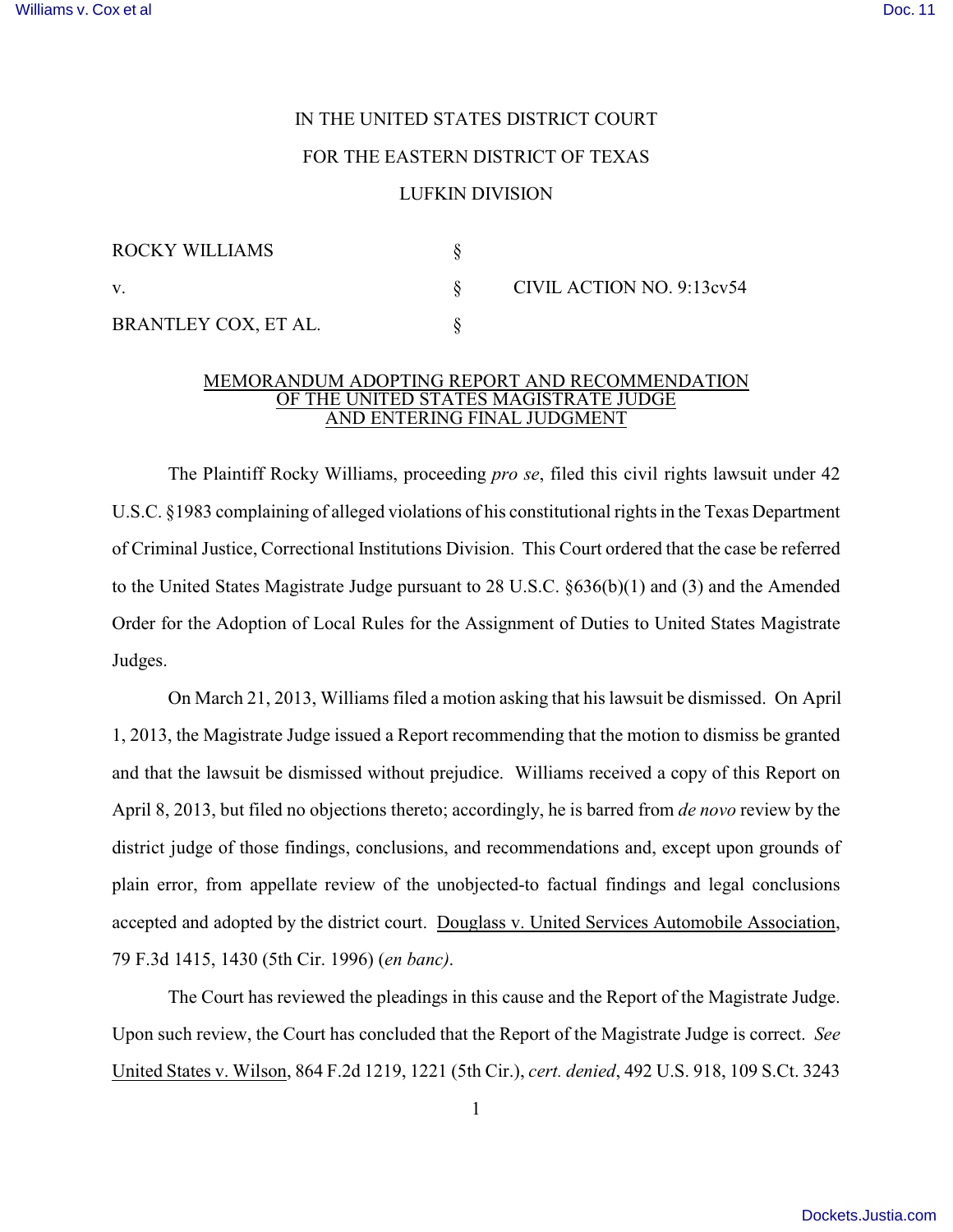IN THE UNITED STATES DISTRICT COURT

FOR THE EASTERN DISTRICT OF TEXAS

LUFKIN DIVISION

| | | |
|---|---|---|
| ROCKY WILLIAMS | § | |
| v. | § | CIVIL ACTION NO. 9:13cv54 |
| BRANTLEY COX, ET AL. | § | |

## MEMORANDUM ADOPTING REPORT AND RECOMMENDATION OF THE UNITED STATES MAGISTRATE JUDGE AND ENTERING FINAL JUDGMENT

The Plaintiff Rocky Williams, proceeding *pro se*, filed this civil rights lawsuit under 42 U.S.C. §1983 complaining of alleged violations of his constitutional rights in the Texas Department of Criminal Justice, Correctional Institutions Division. This Court ordered that the case be referred to the United States Magistrate Judge pursuant to 28 U.S.C. §636(b)(1) and (3) and the Amended Order for the Adoption of Local Rules for the Assignment of Duties to United States Magistrate Judges.

On March 21, 2013, Williams filed a motion asking that his lawsuit be dismissed. On April 1, 2013, the Magistrate Judge issued a Report recommending that the motion to dismiss be granted and that the lawsuit be dismissed without prejudice. Williams received a copy of this Report on April 8, 2013, but filed no objections thereto; accordingly, he is barred from *de novo* review by the district judge of those findings, conclusions, and recommendations and, except upon grounds of plain error, from appellate review of the unobjected-to factual findings and legal conclusions accepted and adopted by the district court. Douglass v. United Services Automobile Association, 79 F.3d 1415, 1430 (5th Cir. 1996) (*en banc)*.

The Court has reviewed the pleadings in this cause and the Report of the Magistrate Judge. Upon such review, the Court has concluded that the Report of the Magistrate Judge is correct. *See* United States v. Wilson, 864 F.2d 1219, 1221 (5th Cir.), *cert. denied*, 492 U.S. 918, 109 S.Ct. 3243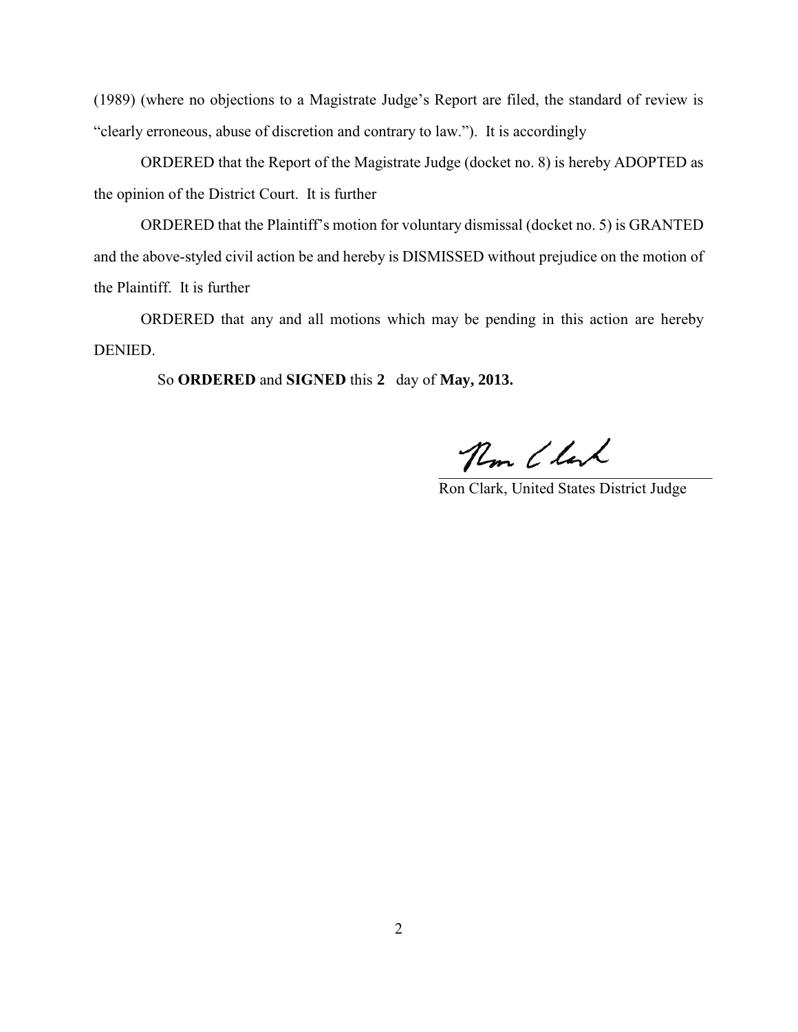(1989) (where no objections to a Magistrate Judge's Report are filed, the standard of review is "clearly erroneous, abuse of discretion and contrary to law."). It is accordingly

ORDERED that the Report of the Magistrate Judge (docket no. 8) is hereby ADOPTED as the opinion of the District Court. It is further

ORDERED that the Plaintiff's motion for voluntary dismissal (docket no. 5) is GRANTED and the above-styled civil action be and hereby is DISMISSED without prejudice on the motion of the Plaintiff. It is further

ORDERED that any and all motions which may be pending in this action are hereby DENIED.

So **ORDERED** and **SIGNED** this **2** day of **May, 2013.**

Ron Clark, United States District Judge